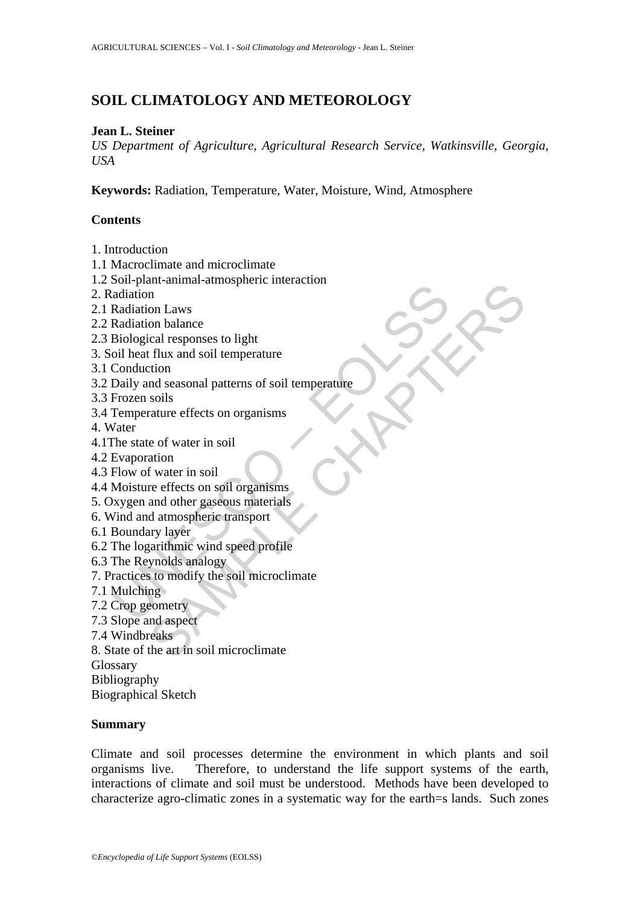# SOIL CLIMATOLOGY AND METEOROLOGY

**Jean L. Steiner**

*US Department of Agriculture, Agricultural Research Service, Watkinsville, Georgia, USA*

**Keywords:** Radiation, Temperature, Water, Moisture, Wind, Atmosphere

## Contents

1. Introduction
1.1 Macroclimate and microclimate
1.2 Soil-plant-animal-atmospheric interaction
2. Radiation
2.1 Radiation Laws
2.2 Radiation balance
2.3 Biological responses to light
3. Soil heat flux and soil temperature
3.1 Conduction
3.2 Daily and seasonal patterns of soil temperature
3.3 Frozen soils
3.4 Temperature effects on organisms
4. Water
4.1The state of water in soil
4.2 Evaporation
4.3 Flow of water in soil
4.4 Moisture effects on soil organisms
5. Oxygen and other gaseous materials
6. Wind and atmospheric transport
6.1 Boundary layer
6.2 The logarithmic wind speed profile
6.3 The Reynolds analogy
7. Practices to modify the soil microclimate
7.1 Mulching
7.2 Crop geometry
7.3 Slope and aspect
7.4 Windbreaks
8. State of the art in soil microclimate
Glossary
Bibliography
Biographical Sketch

## Summary

Climate and soil processes determine the environment in which plants and soil organisms live. Therefore, to understand the life support systems of the earth, interactions of climate and soil must be understood. Methods have been developed to characterize agro-climatic zones in a systematic way for the earth=s lands. Such zones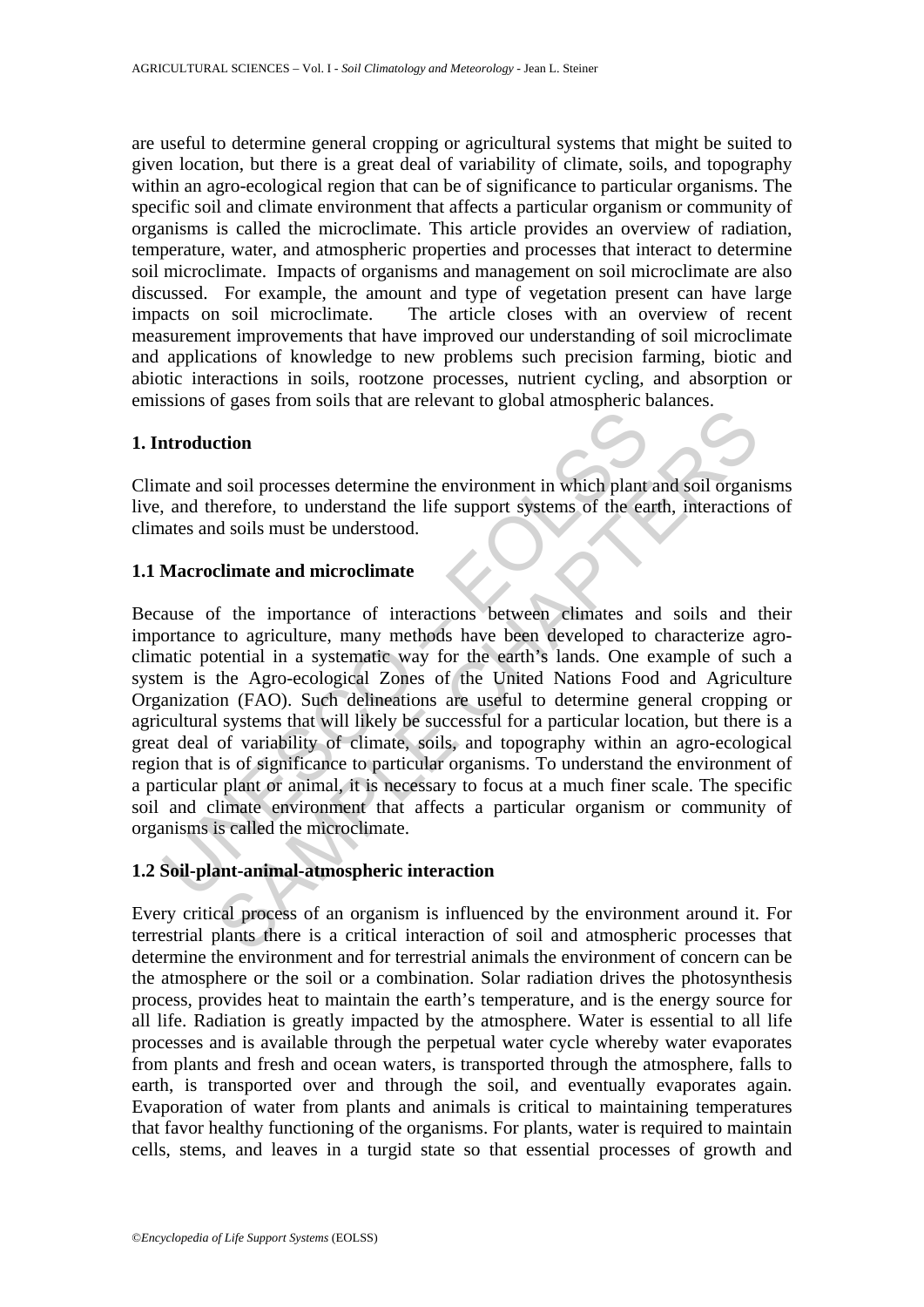are useful to determine general cropping or agricultural systems that might be suited to given location, but there is a great deal of variability of climate, soils, and topography within an agro-ecological region that can be of significance to particular organisms. The specific soil and climate environment that affects a particular organism or community of organisms is called the microclimate. This article provides an overview of radiation, temperature, water, and atmospheric properties and processes that interact to determine soil microclimate. Impacts of organisms and management on soil microclimate are also discussed. For example, the amount and type of vegetation present can have large impacts on soil microclimate. The article closes with an overview of recent measurement improvements that have improved our understanding of soil microclimate and applications of knowledge to new problems such precision farming, biotic and abiotic interactions in soils, rootzone processes, nutrient cycling, and absorption or emissions of gases from soils that are relevant to global atmospheric balances.

## 1. Introduction

Climate and soil processes determine the environment in which plant and soil organisms live, and therefore, to understand the life support systems of the earth, interactions of climates and soils must be understood.

### 1.1 Macroclimate and microclimate

Because of the importance of interactions between climates and soils and their importance to agriculture, many methods have been developed to characterize agro-climatic potential in a systematic way for the earth's lands. One example of such a system is the Agro-ecological Zones of the United Nations Food and Agriculture Organization (FAO). Such delineations are useful to determine general cropping or agricultural systems that will likely be successful for a particular location, but there is a great deal of variability of climate, soils, and topography within an agro-ecological region that is of significance to particular organisms. To understand the environment of a particular plant or animal, it is necessary to focus at a much finer scale. The specific soil and climate environment that affects a particular organism or community of organisms is called the microclimate.

### 1.2 Soil-plant-animal-atmospheric interaction

Every critical process of an organism is influenced by the environment around it. For terrestrial plants there is a critical interaction of soil and atmospheric processes that determine the environment and for terrestrial animals the environment of concern can be the atmosphere or the soil or a combination. Solar radiation drives the photosynthesis process, provides heat to maintain the earth's temperature, and is the energy source for all life. Radiation is greatly impacted by the atmosphere. Water is essential to all life processes and is available through the perpetual water cycle whereby water evaporates from plants and fresh and ocean waters, is transported through the atmosphere, falls to earth, is transported over and through the soil, and eventually evaporates again. Evaporation of water from plants and animals is critical to maintaining temperatures that favor healthy functioning of the organisms. For plants, water is required to maintain cells, stems, and leaves in a turgid state so that essential processes of growth and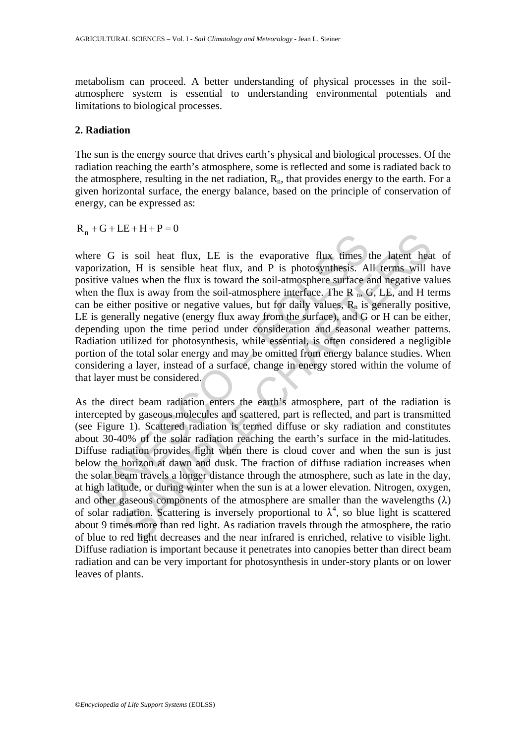metabolism can proceed. A better understanding of physical processes in the soil-atmosphere system is essential to understanding environmental potentials and limitations to biological processes.

## 2. Radiation

The sun is the energy source that drives earth's physical and biological processes. Of the radiation reaching the earth's atmosphere, some is reflected and some is radiated back to the atmosphere, resulting in the net radiation, $R_n$, that provides energy to the earth. For a given horizontal surface, the energy balance, based on the principle of conservation of energy, can be expressed as:

$$R_n + G + LE + H + P = 0$$

where G is soil heat flux, LE is the evaporative flux times the latent heat of vaporization, H is sensible heat flux, and P is photosynthesis. All terms will have positive values when the flux is toward the soil-atmosphere surface and negative values when the flux is away from the soil-atmosphere interface. The $R_n$, G, LE, and H terms can be either positive or negative values, but for daily values, $R_n$ is generally positive, LE is generally negative (energy flux away from the surface), and G or H can be either, depending upon the time period under consideration and seasonal weather patterns. Radiation utilized for photosynthesis, while essential, is often considered a negligible portion of the total solar energy and may be omitted from energy balance studies. When considering a layer, instead of a surface, change in energy stored within the volume of that layer must be considered.

As the direct beam radiation enters the earth's atmosphere, part of the radiation is intercepted by gaseous molecules and scattered, part is reflected, and part is transmitted (see Figure 1). Scattered radiation is termed diffuse or sky radiation and constitutes about 30-40% of the solar radiation reaching the earth's surface in the mid-latitudes. Diffuse radiation provides light when there is cloud cover and when the sun is just below the horizon at dawn and dusk. The fraction of diffuse radiation increases when the solar beam travels a longer distance through the atmosphere, such as late in the day, at high latitude, or during winter when the sun is at a lower elevation. Nitrogen, oxygen, and other gaseous components of the atmosphere are smaller than the wavelengths ($\lambda$) of solar radiation. Scattering is inversely proportional to $\lambda^4$, so blue light is scattered about 9 times more than red light. As radiation travels through the atmosphere, the ratio of blue to red light decreases and the near infrared is enriched, relative to visible light. Diffuse radiation is important because it penetrates into canopies better than direct beam radiation and can be very important for photosynthesis in under-story plants or on lower leaves of plants.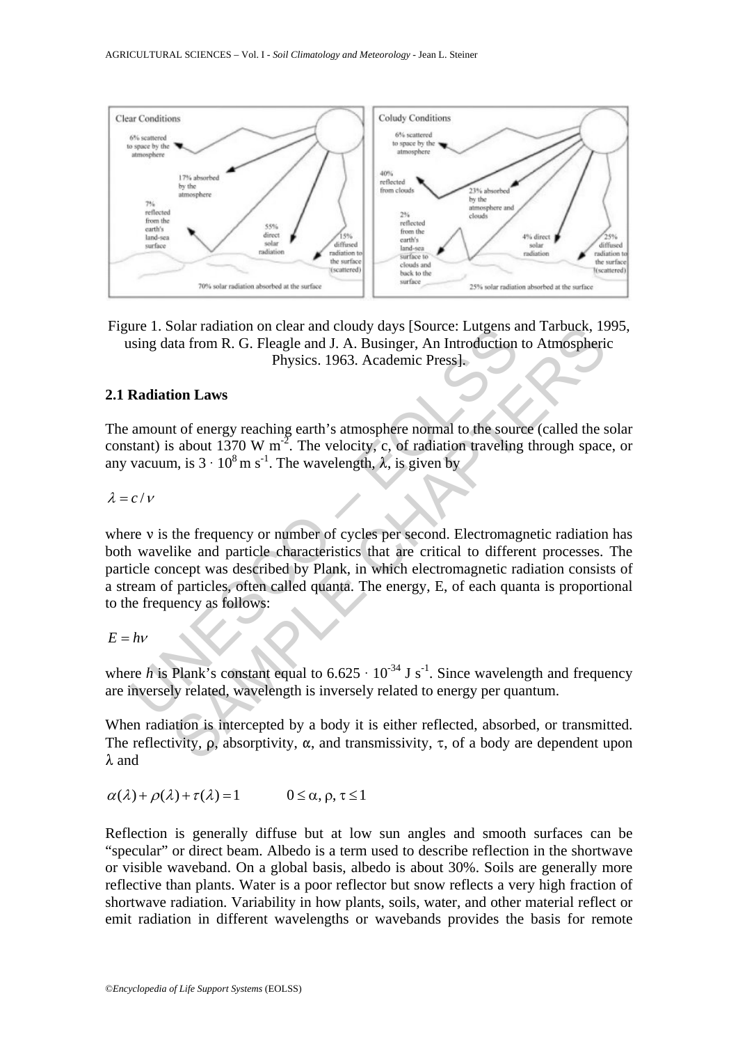Figure 1. Solar radiation on clear and cloudy days [Source: Lutgens and Tarbuck, 1995, using data from R. G. Fleagle and J. A. Businger, An Introduction to Atmospheric Physics. 1963. Academic Press].

### 2.1 Radiation Laws

The amount of energy reaching earth's atmosphere normal to the source (called the solar constant) is about 1370 W m$^{-2}$. The velocity, c, of radiation traveling through space, or any vacuum, is $3 \cdot 10^{8}$ m s$^{-1}$. The wavelength, $\lambda$, is given by

$$\lambda = c / \nu$$

where ν is the frequency or number of cycles per second. Electromagnetic radiation has both wavelike and particle characteristics that are critical to different processes. The particle concept was described by Plank, in which electromagnetic radiation consists of a stream of particles, often called quanta. The energy, E, of each quanta is proportional to the frequency as follows:

$$E = h\nu$$

where $h$ is Plank's constant equal to $6.625 \cdot 10^{-34}$ J s$^{-1}$. Since wavelength and frequency are inversely related, wavelength is inversely related to energy per quantum.

When radiation is intercepted by a body it is either reflected, absorbed, or transmitted. The reflectivity, $\rho$, absorptivity, $\alpha$, and transmissivity, $\tau$, of a body are dependent upon $\lambda$ and

$$\alpha(\lambda) + \rho(\lambda) + \tau(\lambda) = 1 \qquad 0 \leq \alpha, \rho, \tau \leq 1$$

Reflection is generally diffuse but at low sun angles and smooth surfaces can be "specular" or direct beam. Albedo is a term used to describe reflection in the shortwave or visible waveband. On a global basis, albedo is about 30%. Soils are generally more reflective than plants. Water is a poor reflector but snow reflects a very high fraction of shortwave radiation. Variability in how plants, soils, water, and other material reflect or emit radiation in different wavelengths or wavebands provides the basis for remote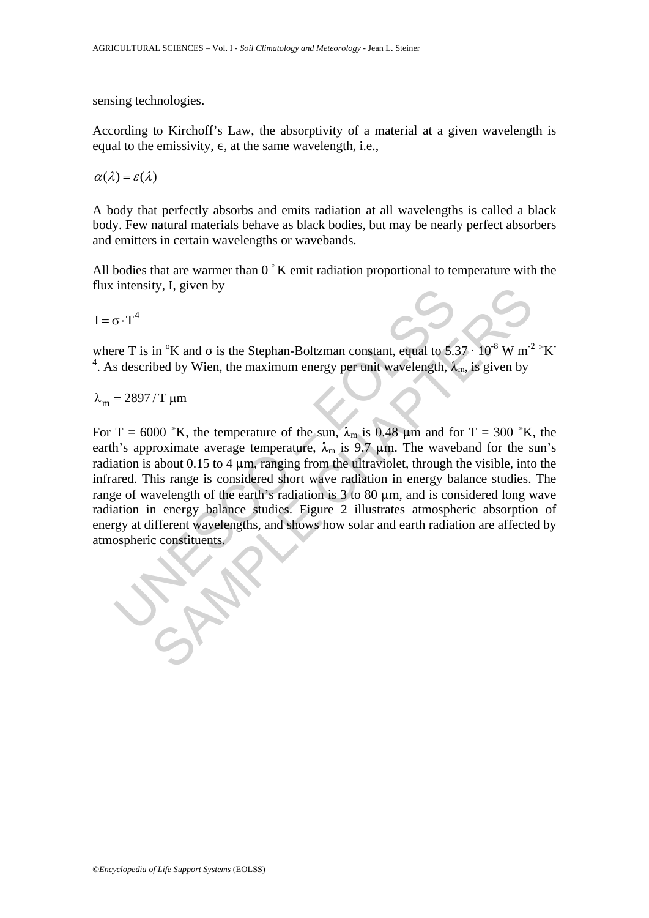sensing technologies.

According to Kirchoff's Law, the absorptivity of a material at a given wavelength is equal to the emissivity, $\epsilon$, at the same wavelength, i.e.,

$$\alpha(\lambda) = \varepsilon(\lambda)$$

A body that perfectly absorbs and emits radiation at all wavelengths is called a black body. Few natural materials behave as black bodies, but may be nearly perfect absorbers and emitters in certain wavelengths or wavebands.

All bodies that are warmer than 0 °K emit radiation proportional to temperature with the flux intensity, I, given by

$$I = \sigma \cdot T^4$$

where T is in °K and $\sigma$ is the Stephan-Boltzman constant, equal to $5.37 \cdot 10^{-8}$ W m$^{-2}$ °K$^{-4}$. As described by Wien, the maximum energy per unit wavelength, $\lambda_m$, is given by

$$\lambda_m = 2897 / T \ \mu m$$

For T = 6000 °K, the temperature of the sun, $\lambda_m$ is 0.48 μm and for T = 300 °K, the earth's approximate average temperature, $\lambda_m$ is 9.7 μm. The waveband for the sun's radiation is about 0.15 to 4 μm, ranging from the ultraviolet, through the visible, into the infrared. This range is considered short wave radiation in energy balance studies. The range of wavelength of the earth's radiation is 3 to 80 μm, and is considered long wave radiation in energy balance studies. Figure 2 illustrates atmospheric absorption of energy at different wavelengths, and shows how solar and earth radiation are affected by atmospheric constituents.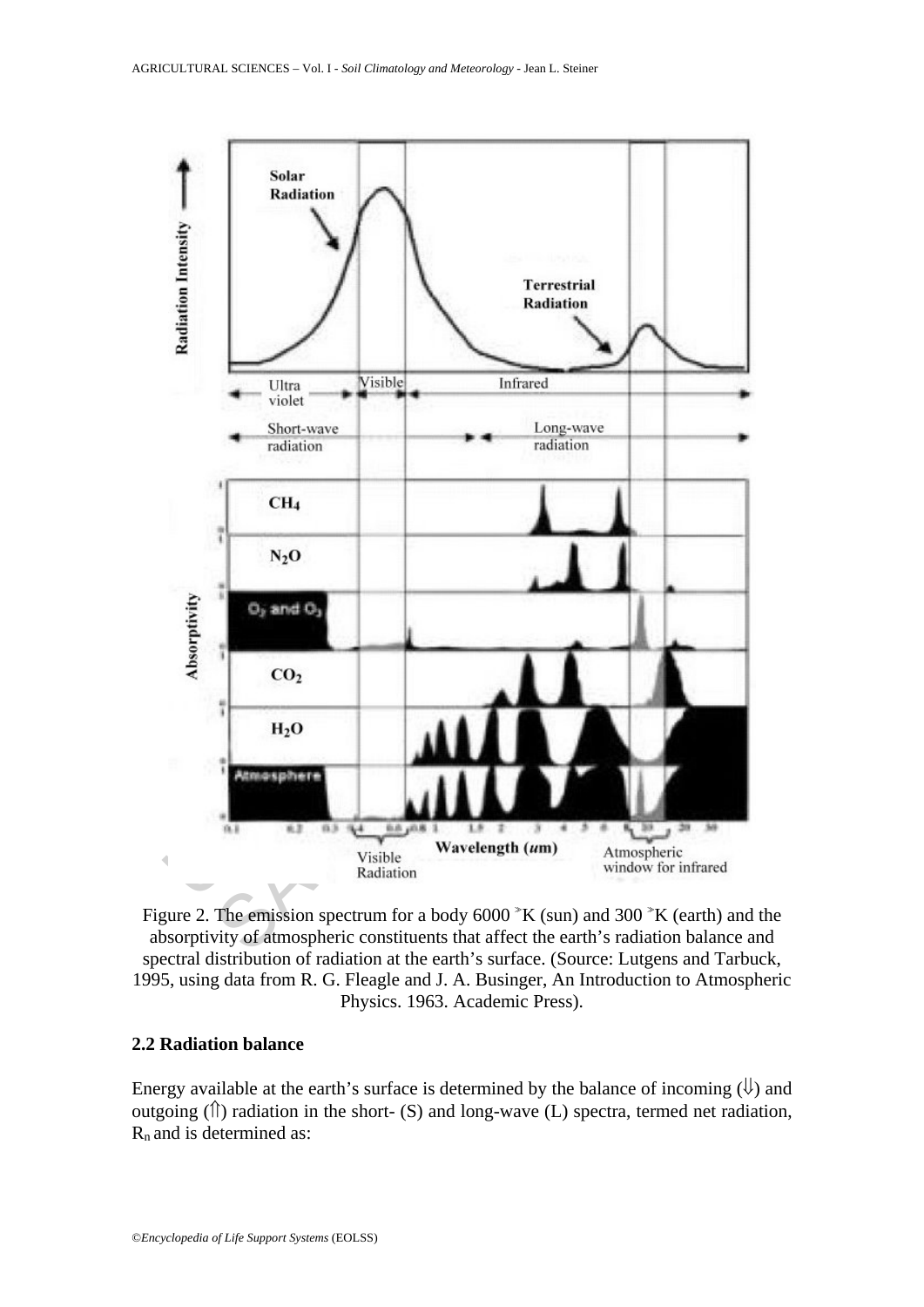Figure 2. The emission spectrum for a body 6000 °K (sun) and 300 °K (earth) and the absorptivity of atmospheric constituents that affect the earth's radiation balance and spectral distribution of radiation at the earth's surface. (Source: Lutgens and Tarbuck, 1995, using data from R. G. Fleagle and J. A. Businger, An Introduction to Atmospheric Physics. 1963. Academic Press).

## 2.2 Radiation balance

Energy available at the earth's surface is determined by the balance of incoming (⇓) and outgoing (⇑) radiation in the short- (S) and long-wave (L) spectra, termed net radiation, $R_n$ and is determined as: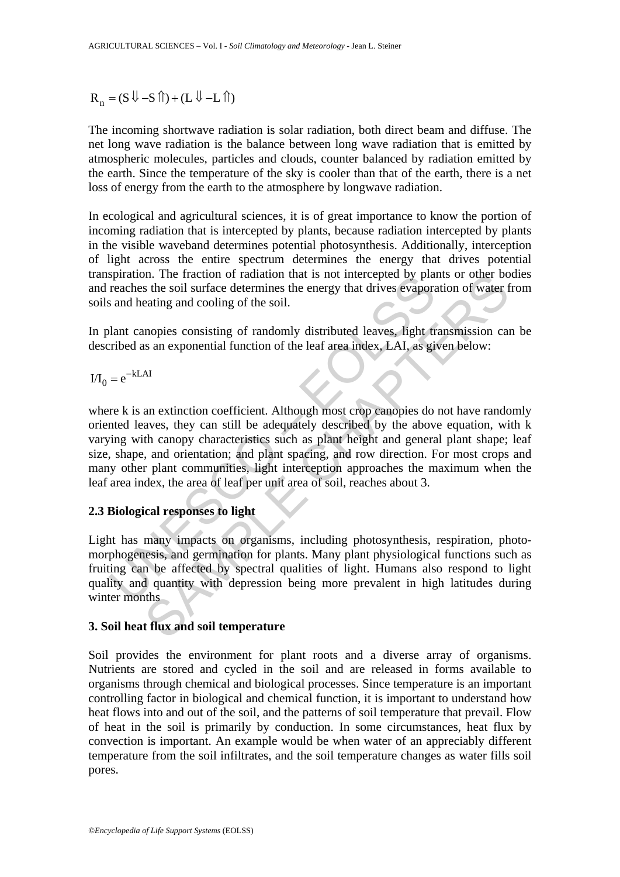$$R_n = (S\Downarrow - S\Uparrow) + (L\Downarrow - L\Uparrow)$$

The incoming shortwave radiation is solar radiation, both direct beam and diffuse. The net long wave radiation is the balance between long wave radiation that is emitted by atmospheric molecules, particles and clouds, counter balanced by radiation emitted by the earth. Since the temperature of the sky is cooler than that of the earth, there is a net loss of energy from the earth to the atmosphere by longwave radiation.

In ecological and agricultural sciences, it is of great importance to know the portion of incoming radiation that is intercepted by plants, because radiation intercepted by plants in the visible waveband determines potential photosynthesis. Additionally, interception of light across the entire spectrum determines the energy that drives potential transpiration. The fraction of radiation that is not intercepted by plants or other bodies and reaches the soil surface determines the energy that drives evaporation of water from soils and heating and cooling of the soil.

In plant canopies consisting of randomly distributed leaves, light transmission can be described as an exponential function of the leaf area index, LAI, as given below:

$$I/I_0 = e^{-kLAI}$$

where k is an extinction coefficient. Although most crop canopies do not have randomly oriented leaves, they can still be adequately described by the above equation, with k varying with canopy characteristics such as plant height and general plant shape; leaf size, shape, and orientation; and plant spacing, and row direction. For most crops and many other plant communities, light interception approaches the maximum when the leaf area index, the area of leaf per unit area of soil, reaches about 3.

### 2.3 Biological responses to light

Light has many impacts on organisms, including photosynthesis, respiration, photo-morphogenesis, and germination for plants. Many plant physiological functions such as fruiting can be affected by spectral qualities of light. Humans also respond to light quality and quantity with depression being more prevalent in high latitudes during winter months

## 3. Soil heat flux and soil temperature

Soil provides the environment for plant roots and a diverse array of organisms. Nutrients are stored and cycled in the soil and are released in forms available to organisms through chemical and biological processes. Since temperature is an important controlling factor in biological and chemical function, it is important to understand how heat flows into and out of the soil, and the patterns of soil temperature that prevail. Flow of heat in the soil is primarily by conduction. In some circumstances, heat flux by convection is important. An example would be when water of an appreciably different temperature from the soil infiltrates, and the soil temperature changes as water fills soil pores.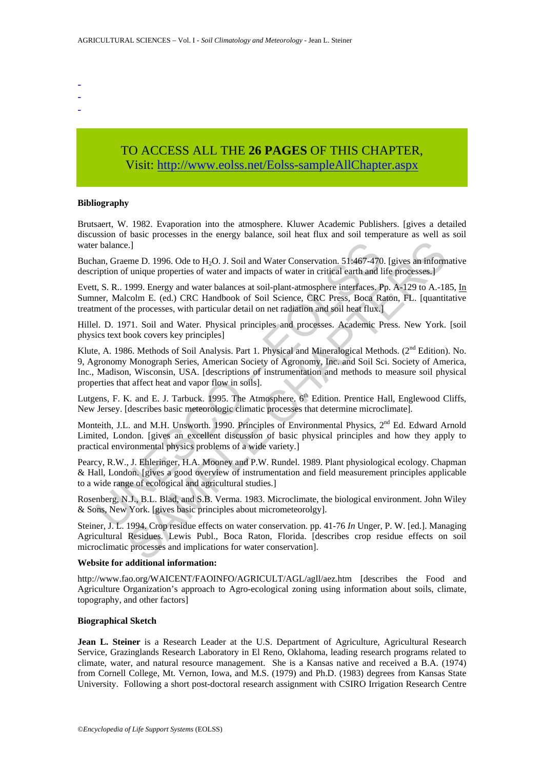-
-
-

TO ACCESS ALL THE **26 PAGES** OF THIS CHAPTER,
Visit: http://www.eolss.net/Eolss-sampleAllChapter.aspx

**Bibliography**

Brutsaert, W. 1982. Evaporation into the atmosphere. Kluwer Academic Publishers. [gives a detailed discussion of basic processes in the energy balance, soil heat flux and soil temperature as well as soil water balance.]

Buchan, Graeme D. 1996. Ode to $H_2O$. J. Soil and Water Conservation. 51:467-470. [gives an informative description of unique properties of water and impacts of water in critical earth and life processes.]

Evett, S. R.. 1999. Energy and water balances at soil-plant-atmosphere interfaces. Pp. A-129 to A.-185, In Sumner, Malcolm E. (ed.) CRC Handbook of Soil Science, CRC Press, Boca Raton, FL. [quantitative treatment of the processes, with particular detail on net radiation and soil heat flux.]

Hillel. D. 1971. Soil and Water. Physical principles and processes. Academic Press. New York. [soil physics text book covers key principles]

Klute, A. 1986. Methods of Soil Analysis. Part 1. Physical and Mineralogical Methods. (2nd Edition). No. 9, Agronomy Monograph Series, American Society of Agronomy, Inc. and Soil Sci. Society of America, Inc., Madison, Wisconsin, USA. [descriptions of instrumentation and methods to measure soil physical properties that affect heat and vapor flow in soils].

Lutgens, F. K. and E. J. Tarbuck. 1995. The Atmosphere. 6th Edition. Prentice Hall, Englewood Cliffs, New Jersey. [describes basic meteorologic climatic processes that determine microclimate].

Monteith, J.L. and M.H. Unsworth. 1990. Principles of Environmental Physics, 2nd Ed. Edward Arnold Limited, London. [gives an excellent discussion of basic physical principles and how they apply to practical environmental physics problems of a wide variety.]

Pearcy, R.W., J. Ehleringer, H.A. Mooney and P.W. Rundel. 1989. Plant physiological ecology. Chapman & Hall, London. [gives a good overview of instrumentation and field measurement principles applicable to a wide range of ecological and agricultural studies.]

Rosenberg, N.J., B.L. Blad, and S.B. Verma. 1983. Microclimate, the biological environment. John Wiley & Sons, New York. [gives basic principles about micrometeorolgy].

Steiner, J. L. 1994. Crop residue effects on water conservation. pp. 41-76 *In* Unger, P. W. [ed.]. Managing Agricultural Residues. Lewis Publ., Boca Raton, Florida. [describes crop residue effects on soil microclimatic processes and implications for water conservation].

**Website for additional information:**

http://www.fao.org/WAICENT/FAOINFO/AGRICULT/AGL/agll/aez.htm [describes the Food and Agriculture Organization's approach to Agro-ecological zoning using information about soils, climate, topography, and other factors]

**Biographical Sketch**

**Jean L. Steiner** is a Research Leader at the U.S. Department of Agriculture, Agricultural Research Service, Grazinglands Research Laboratory in El Reno, Oklahoma, leading research programs related to climate, water, and natural resource management. She is a Kansas native and received a B.A. (1974) from Cornell College, Mt. Vernon, Iowa, and M.S. (1979) and Ph.D. (1983) degrees from Kansas State University. Following a short post-doctoral research assignment with CSIRO Irrigation Research Centre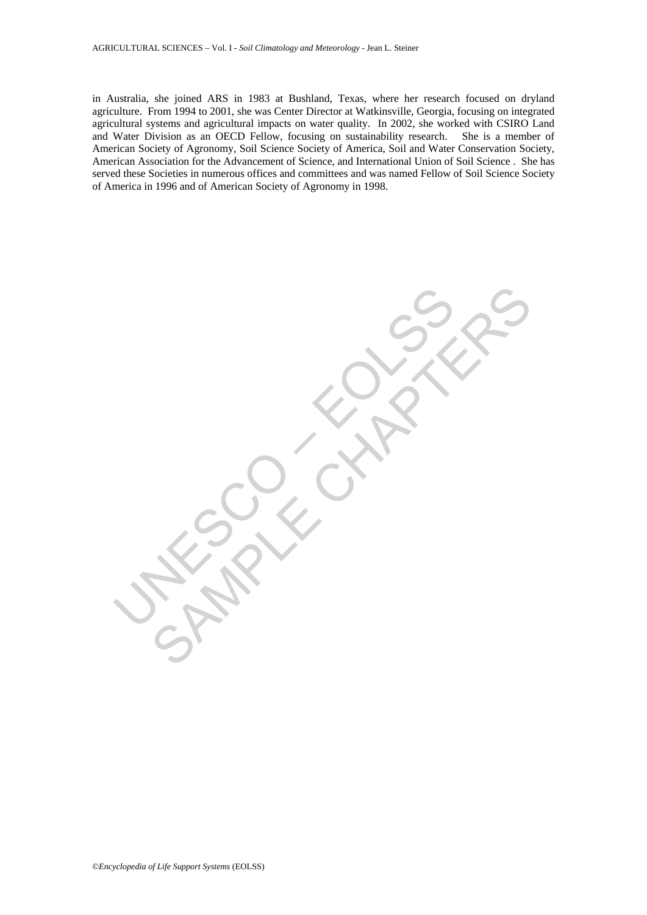in Australia, she joined ARS in 1983 at Bushland, Texas, where her research focused on dryland agriculture. From 1994 to 2001, she was Center Director at Watkinsville, Georgia, focusing on integrated agricultural systems and agricultural impacts on water quality. In 2002, she worked with CSIRO Land and Water Division as an OECD Fellow, focusing on sustainability research. She is a member of American Society of Agronomy, Soil Science Society of America, Soil and Water Conservation Society, American Association for the Advancement of Science, and International Union of Soil Science . She has served these Societies in numerous offices and committees and was named Fellow of Soil Science Society of America in 1996 and of American Society of Agronomy in 1998.